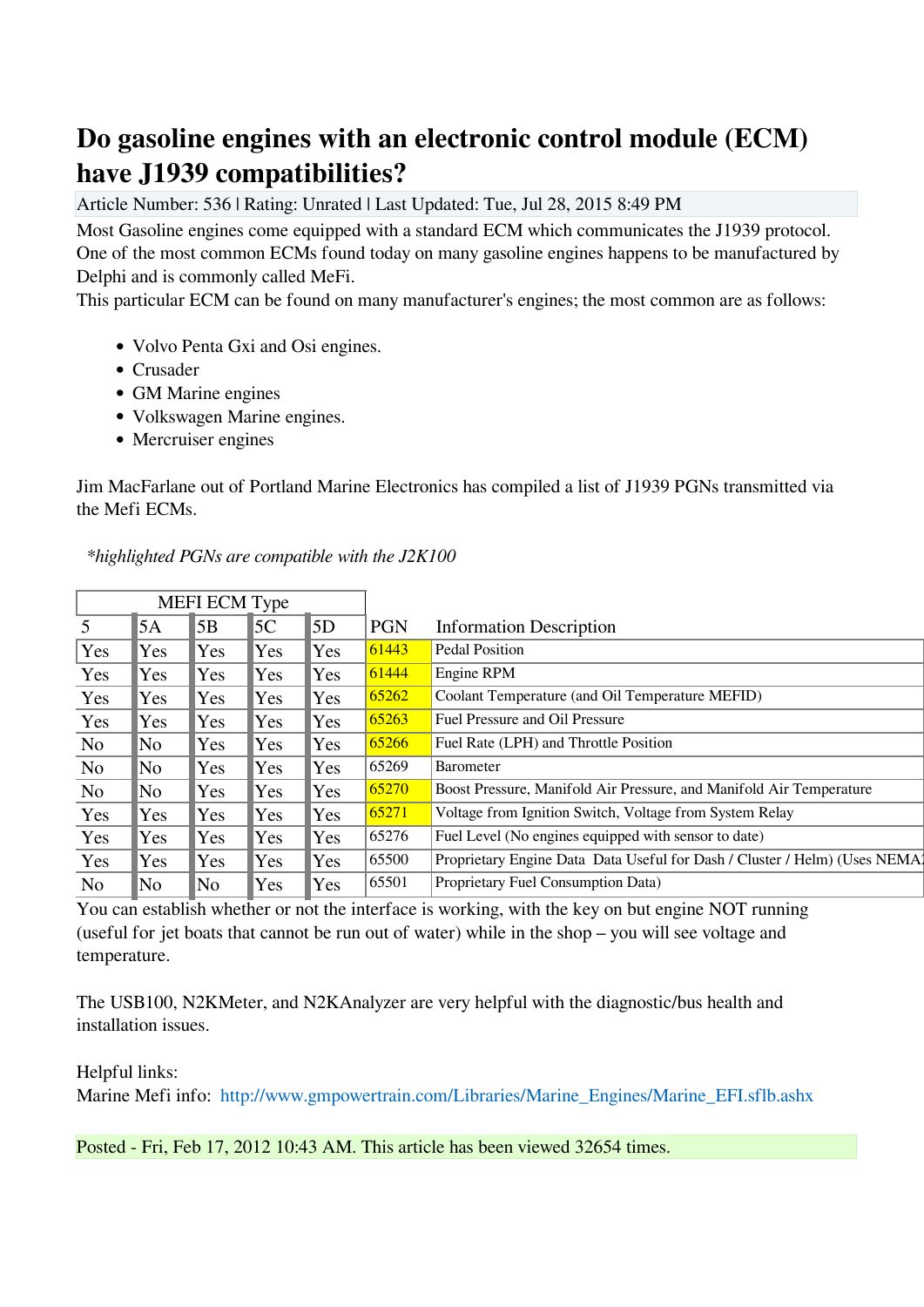# Do gasoline engines with an electronic control module (ECM) have J1939 compatibilities?

Article Number: 536 | Rating: Unrated | Last Updated: Tue, Jul 28, 2015 8:49 PM

Most Gasoline engines come equipped with a standard ECM which communicates the J1939 protocol. One of the most common ECMs found today on many gasoline engines happens to be manufactured by Delphi and is commonly called MeFi.

This particular ECM can be found on many manufacturer's engines; the most common are as follows:

- Volvo Penta Gxi and Osi engines.
- Crusader
- GM Marine engines
- Volkswagen Marine engines.
- Mercruiser engines

Jim MacFarlane out of Portland Marine Electronics has compiled a list of J1939 PGNs transmitted via the Mefi ECMs.

*\*highlighted PGNs are compatible with the J2K100*

| MEFI ECM Type | | | | | | |
|---|---|---|---|---|---|---|
| 5 | 5A | 5B | 5C | 5D | PGN | Information Description |
| Yes | Yes | Yes | Yes | Yes | 61443 | Pedal Position |
| Yes | Yes | Yes | Yes | Yes | 61444 | Engine RPM |
| Yes | Yes | Yes | Yes | Yes | 65262 | Coolant Temperature (and Oil Temperature MEFID) |
| Yes | Yes | Yes | Yes | Yes | 65263 | Fuel Pressure and Oil Pressure |
| No | No | Yes | Yes | Yes | 65266 | Fuel Rate (LPH) and Throttle Position |
| No | No | Yes | Yes | Yes | 65269 | Barometer |
| No | No | Yes | Yes | Yes | 65270 | Boost Pressure, Manifold Air Pressure, and Manifold Air Temperature |
| Yes | Yes | Yes | Yes | Yes | 65271 | Voltage from Ignition Switch, Voltage from System Relay |
| Yes | Yes | Yes | Yes | Yes | 65276 | Fuel Level (No engines equipped with sensor to date) |
| Yes | Yes | Yes | Yes | Yes | 65500 | Proprietary Engine Data Data Useful for Dash / Cluster / Helm) (Uses NEMA |
| No | No | No | Yes | Yes | 65501 | Proprietary Fuel Consumption Data) |

You can establish whether or not the interface is working, with the key on but engine NOT running (useful for jet boats that cannot be run out of water) while in the shop – you will see voltage and temperature.

The USB100, N2KMeter, and N2KAnalyzer are very helpful with the diagnostic/bus health and installation issues.

Helpful links:
Marine Mefi info: http://www.gmpowertrain.com/Libraries/Marine_Engines/Marine_EFI.sflb.ashx

Posted - Fri, Feb 17, 2012 10:43 AM. This article has been viewed 32654 times.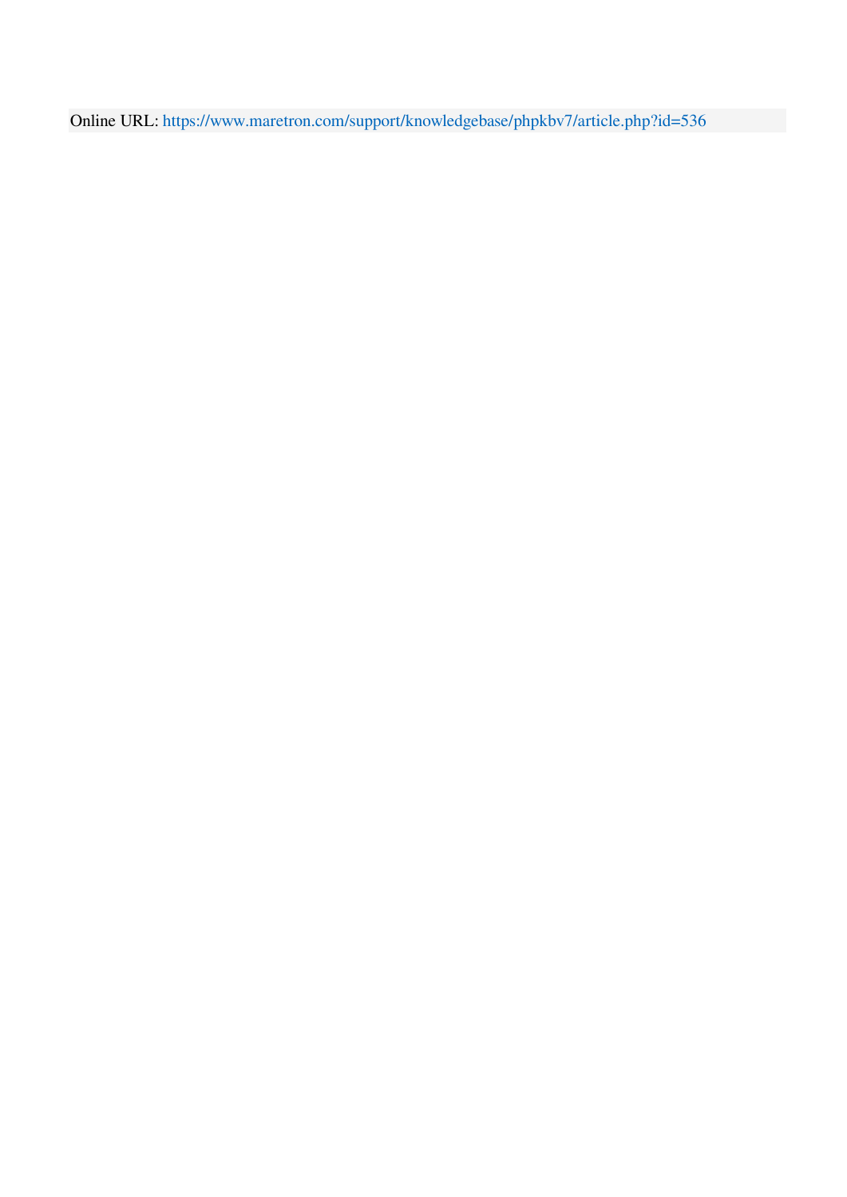Online URL: https://www.maretron.com/support/knowledgebase/phpkbv7/article.php?id=536